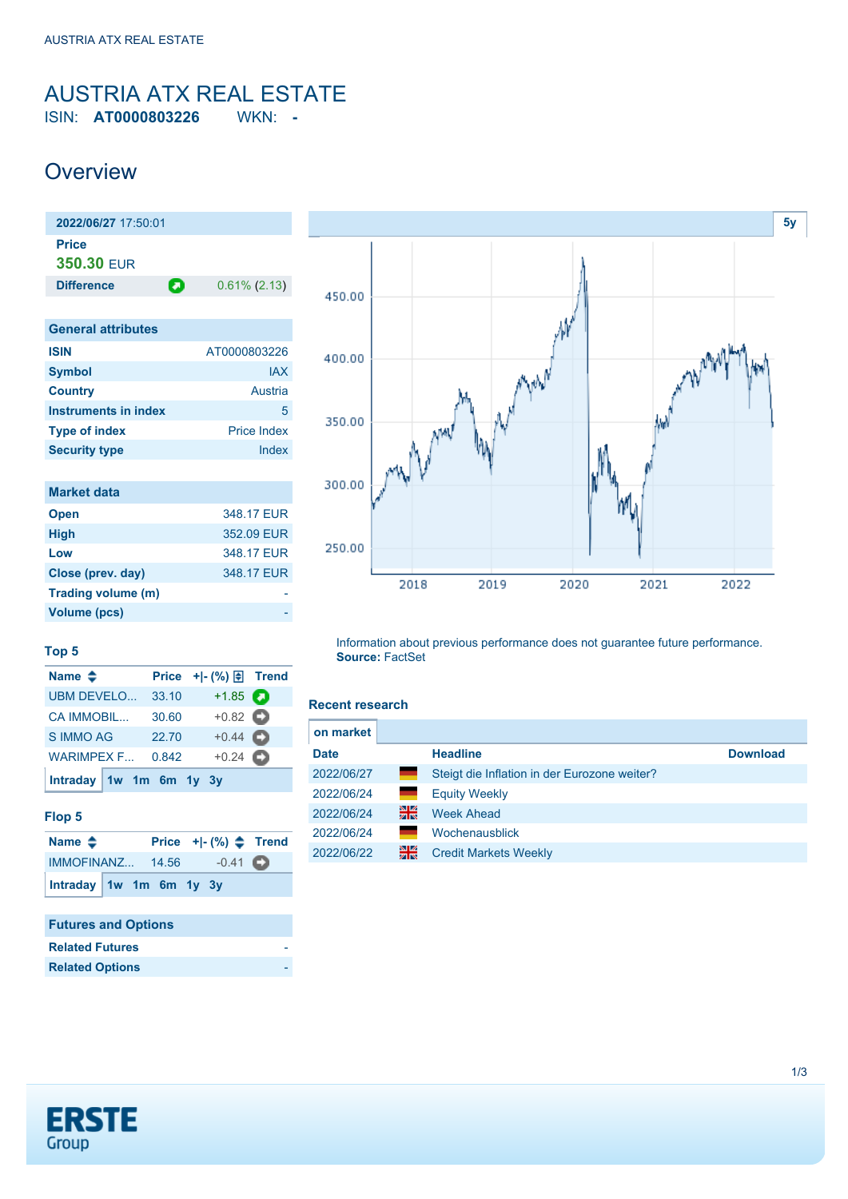# AUSTRIA ATX REAL ESTATE

ISIN: **AT0000803226** WKN: **-**

## Overview

| 2022/06/27 17:50:01 | |
|---|---|
| **Price** | |
| **350.30** EUR | |
| **Difference** | 0.61% (2.13) |

| General attributes | |
|---|---|
| **ISIN** | AT0000803226 |
| **Symbol** | IAX |
| **Country** | Austria |
| **Instruments in index** | 5 |
| **Type of index** | Price Index |
| **Security type** | Index |

| Market data | |
|---|---|
| **Open** | 348.17 EUR |
| **High** | 352.09 EUR |
| **Low** | 348.17 EUR |
| **Close (prev. day)** | 348.17 EUR |
| **Trading volume (m)** | - |
| **Volume (pcs)** | - |

### Top 5

| Name | Price | +\|- (%) | Trend |
|---|---|---|---|
| UBM DEVELO... | 33.10 | +1.85 | |
| CA IMMOBIL... | 30.60 | +0.82 | |
| S IMMO AG | 22.70 | +0.44 | |
| WARIMPEX F... | 0.842 | +0.24 | |

Intraday 1w 1m 6m 1y 3y

### Flop 5

| Name | Price | +\|- (%) | Trend |
|---|---|---|---|
| IMMOFINANZ... | 14.56 | -0.41 | |

Intraday 1w 1m 6m 1y 3y

| Futures and Options | |
|---|---|
| **Related Futures** | - |
| **Related Options** | - |

5y

Information about previous performance does not guarantee future performance.
**Source:** FactSet

### Recent research

on market

| Date | | Headline | Download |
|---|---|---|---|
| 2022/06/27 | | Steigt die Inflation in der Eurozone weiter? | |
| 2022/06/24 | | Equity Weekly | |
| 2022/06/24 | | Week Ahead | |
| 2022/06/24 | | Wochenausblick | |
| 2022/06/22 | | Credit Markets Weekly | |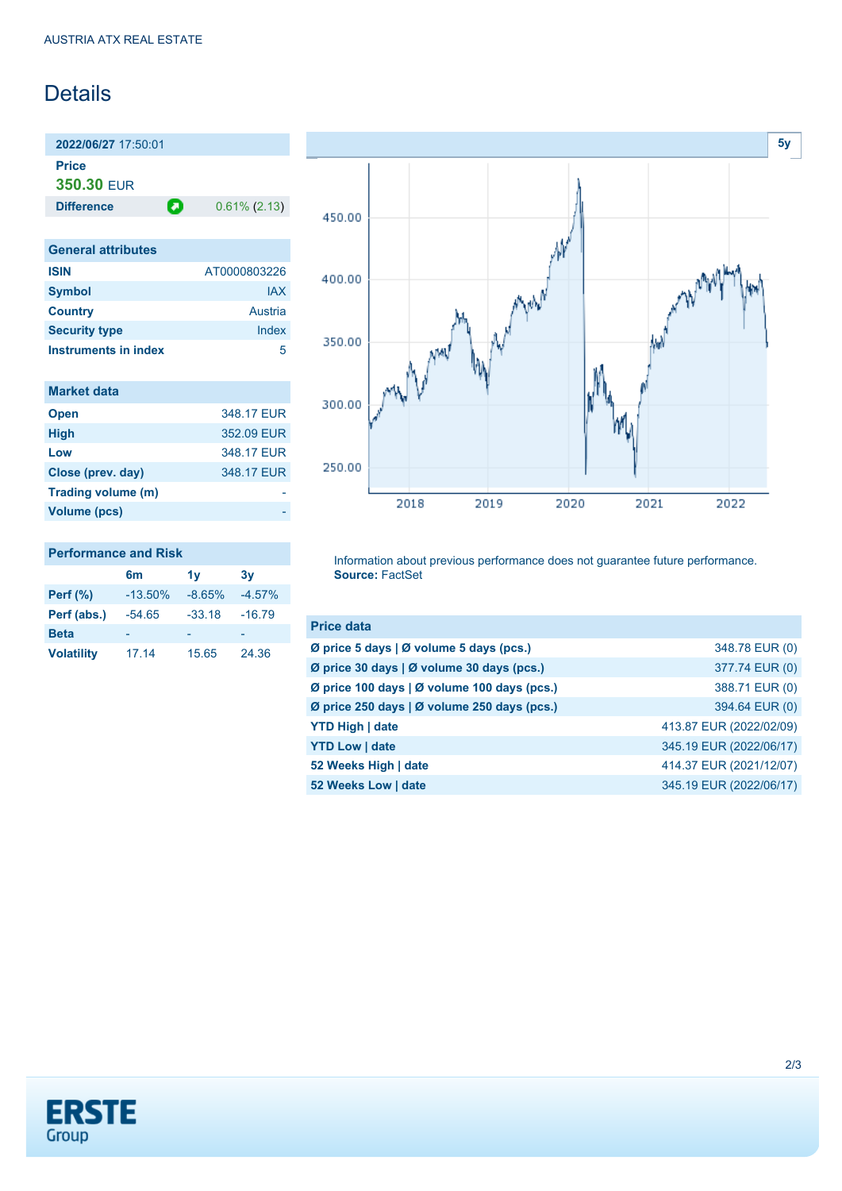AUSTRIA ATX REAL ESTATE

# Details

**2022/06/27** 17:50:01

**Price**

**350.30** EUR

| **Difference** | 0.61% (2.13) |
|---|---|

| General attributes | |
|---|---|
| **ISIN** | AT0000803226 |
| **Symbol** | IAX |
| **Country** | Austria |
| **Security type** | Index |
| **Instruments in index** | 5 |

| Market data | |
|---|---|
| **Open** | 348.17 EUR |
| **High** | 352.09 EUR |
| **Low** | 348.17 EUR |
| **Close (prev. day)** | 348.17 EUR |
| **Trading volume (m)** | - |
| **Volume (pcs)** | - |

| Performance and Risk | 6m | 1y | 3y |
|---|---|---|---|
| **Perf (%)** | -13.50% | -8.65% | -4.57% |
| **Perf (abs.)** | -54.65 | -33.18 | -16.79 |
| **Beta** | - | - | - |
| **Volatility** | 17.14 | 15.65 | 24.36 |

Information about previous performance does not guarantee future performance.
**Source:** FactSet

| Price data | |
|---|---|
| **Ø price 5 days \| Ø volume 5 days (pcs.)** | 348.78 EUR (0) |
| **Ø price 30 days \| Ø volume 30 days (pcs.)** | 377.74 EUR (0) |
| **Ø price 100 days \| Ø volume 100 days (pcs.)** | 388.71 EUR (0) |
| **Ø price 250 days \| Ø volume 250 days (pcs.)** | 394.64 EUR (0) |
| **YTD High \| date** | 413.87 EUR (2022/02/09) |
| **YTD Low \| date** | 345.19 EUR (2022/06/17) |
| **52 Weeks High \| date** | 414.37 EUR (2021/12/07) |
| **52 Weeks Low \| date** | 345.19 EUR (2022/06/17) |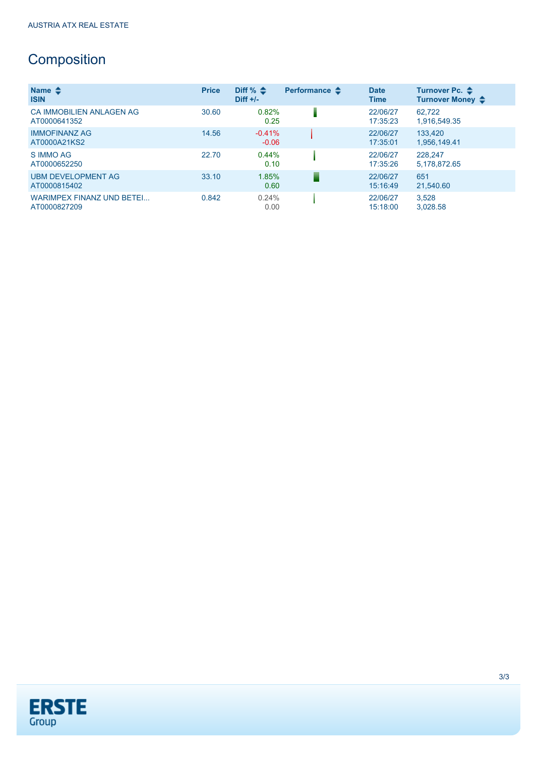# Composition

| Name<br>ISIN | Price | Diff %<br>Diff +/- | Performance | Date<br>Time | Turnover Pc.<br>Turnover Money |
|---|---|---|---|---|---|
| CA IMMOBILIEN ANLAGEN AG<br>AT0000641352 | 30.60 | 0.82%<br>0.25 | | 22/06/27<br>17:35:23 | 62,722<br>1,916,549.35 |
| IMMOFINANZ AG<br>AT0000A21KS2 | 14.56 | -0.41%<br>-0.06 | | 22/06/27<br>17:35:01 | 133,420<br>1,956,149.41 |
| S IMMO AG<br>AT0000652250 | 22.70 | 0.44%<br>0.10 | | 22/06/27<br>17:35:26 | 228,247<br>5,178,872.65 |
| UBM DEVELOPMENT AG<br>AT0000815402 | 33.10 | 1.85%<br>0.60 | | 22/06/27<br>15:16:49 | 651<br>21,540.60 |
| WARIMPEX FINANZ UND BETEI...<br>AT0000827209 | 0.842 | 0.24%<br>0.00 | | 22/06/27<br>15:18:00 | 3,528<br>3,028.58 |